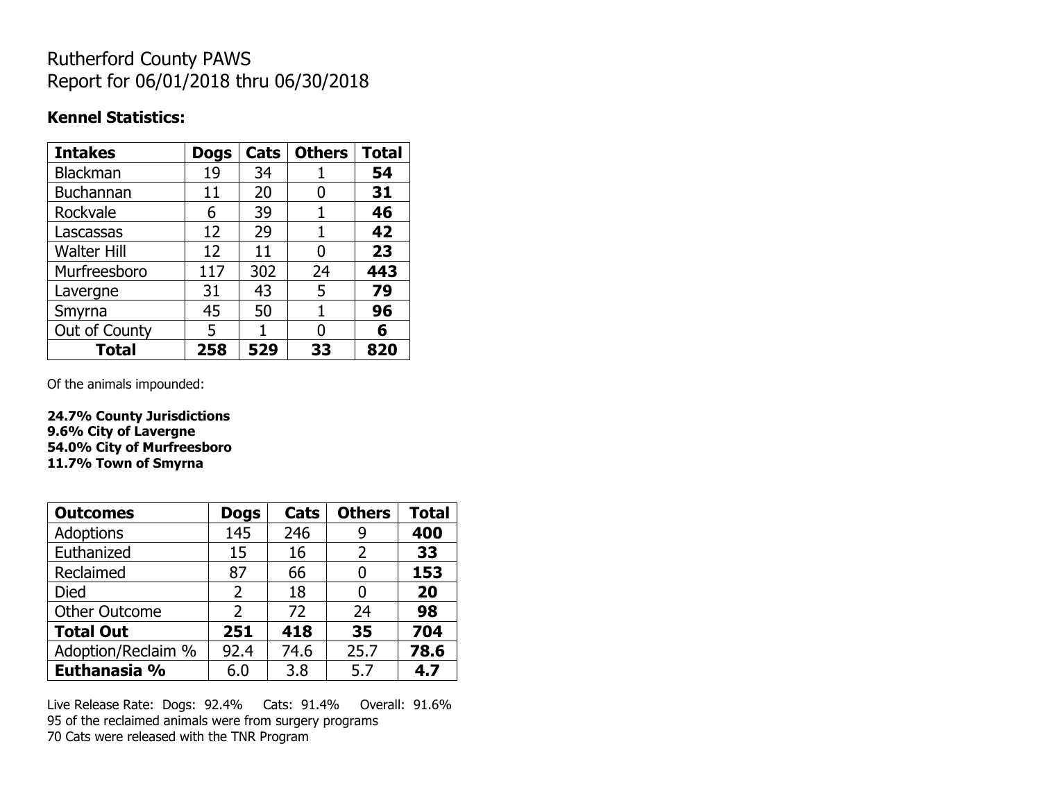# Rutherford County PAWS
# Report for 06/01/2018 thru 06/30/2018

**Kennel Statistics:**

| **Intakes** | **Dogs** | **Cats** | **Others** | **Total** |
|---|---|---|---|---|
| Blackman | 19 | 34 | 1 | **54** |
| Buchannan | 11 | 20 | 0 | **31** |
| Rockvale | 6 | 39 | 1 | **46** |
| Lascassas | 12 | 29 | 1 | **42** |
| Walter Hill | 12 | 11 | 0 | **23** |
| Murfreesboro | 117 | 302 | 24 | **443** |
| Lavergne | 31 | 43 | 5 | **79** |
| Smyrna | 45 | 50 | 1 | **96** |
| Out of County | 5 | 1 | 0 | **6** |
| **Total** | **258** | **529** | **33** | **820** |

Of the animals impounded:

**24.7% County Jurisdictions**
**9.6% City of Lavergne**
**54.0% City of Murfreesboro**
**11.7% Town of Smyrna**

| **Outcomes** | **Dogs** | **Cats** | **Others** | **Total** |
|---|---|---|---|---|
| Adoptions | 145 | 246 | 9 | **400** |
| Euthanized | 15 | 16 | 2 | **33** |
| Reclaimed | 87 | 66 | 0 | **153** |
| Died | 2 | 18 | 0 | **20** |
| Other Outcome | 2 | 72 | 24 | **98** |
| **Total Out** | **251** | **418** | **35** | **704** |
| Adoption/Reclaim % | 92.4 | 74.6 | 25.7 | **78.6** |
| **Euthanasia %** | 6.0 | 3.8 | 5.7 | **4.7** |

Live Release Rate: Dogs: 92.4% Cats: 91.4% Overall: 91.6%
95 of the reclaimed animals were from surgery programs
70 Cats were released with the TNR Program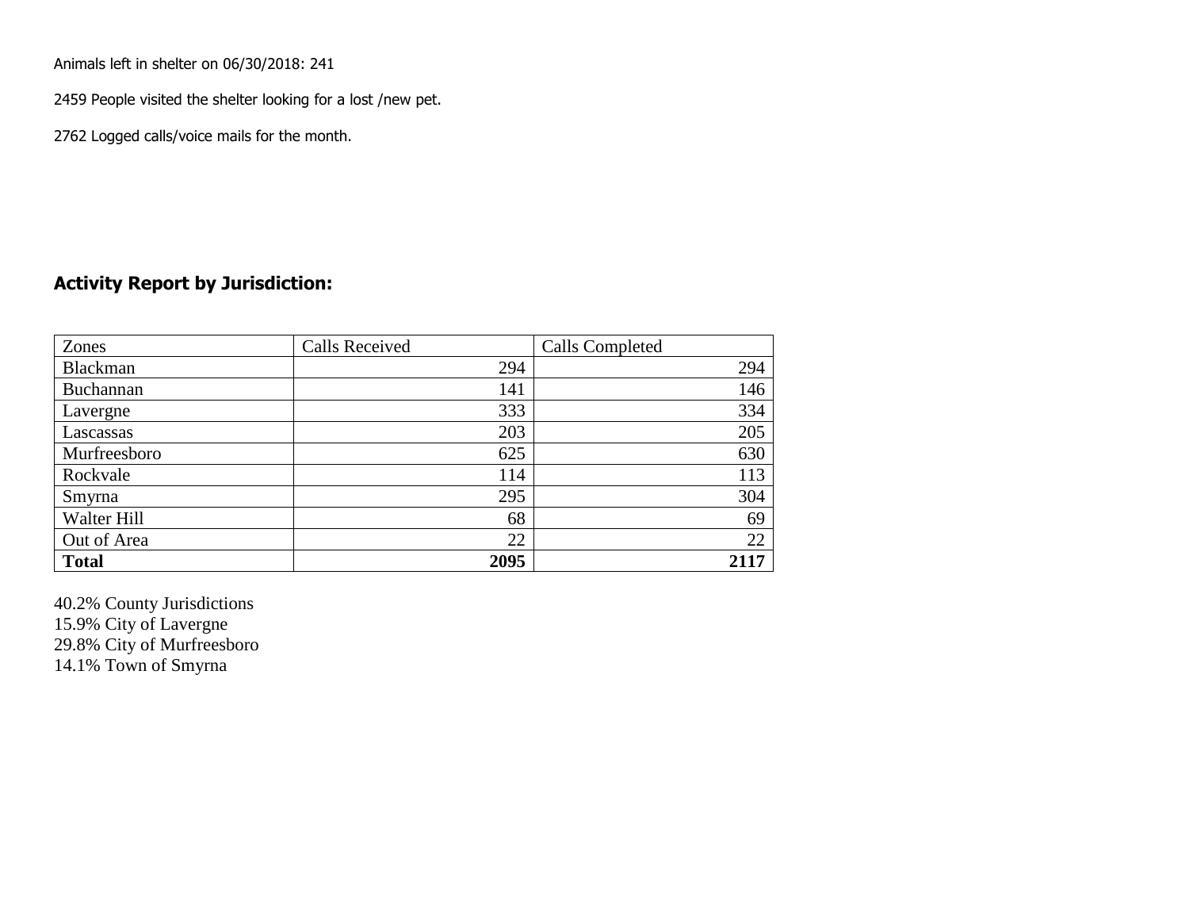Animals left in shelter on 06/30/2018: 241

2459 People visited the shelter looking for a lost /new pet.

2762 Logged calls/voice mails for the month.

## Activity Report by Jurisdiction:

| Zones | Calls Received | Calls Completed |
|---|---|---|
| Blackman | 294 | 294 |
| Buchannan | 141 | 146 |
| Lavergne | 333 | 334 |
| Lascassas | 203 | 205 |
| Murfreesboro | 625 | 630 |
| Rockvale | 114 | 113 |
| Smyrna | 295 | 304 |
| Walter Hill | 68 | 69 |
| Out of Area | 22 | 22 |
| **Total** | **2095** | **2117** |

40.2% County Jurisdictions
15.9% City of Lavergne
29.8% City of Murfreesboro
14.1% Town of Smyrna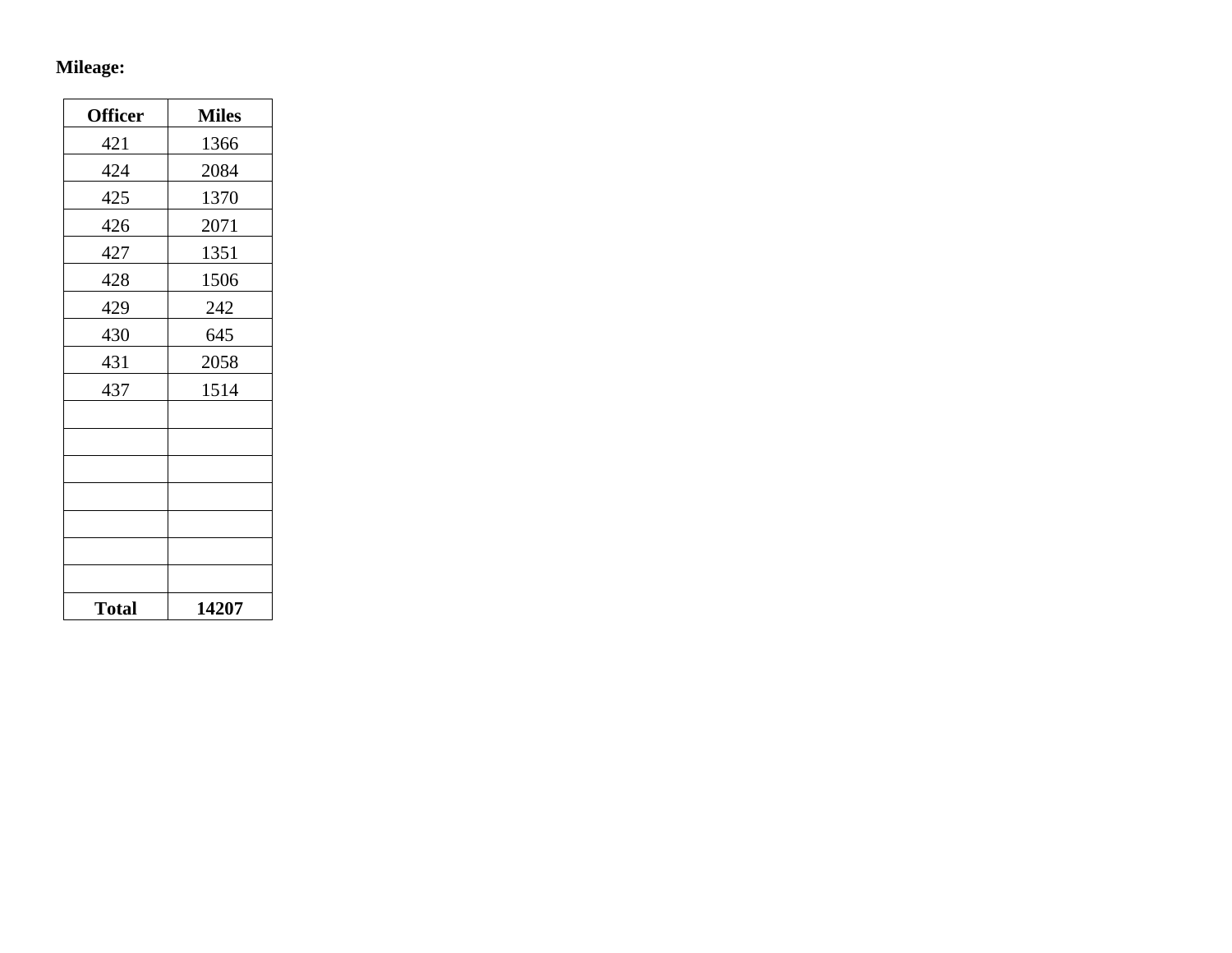**Mileage:**

| Officer | Miles |
|---|---|
| 421 | 1366 |
| 424 | 2084 |
| 425 | 1370 |
| 426 | 2071 |
| 427 | 1351 |
| 428 | 1506 |
| 429 | 242 |
| 430 | 645 |
| 431 | 2058 |
| 437 | 1514 |
| | |
| | |
| | |
| | |
| | |
| | |
| | |
| **Total** | **14207** |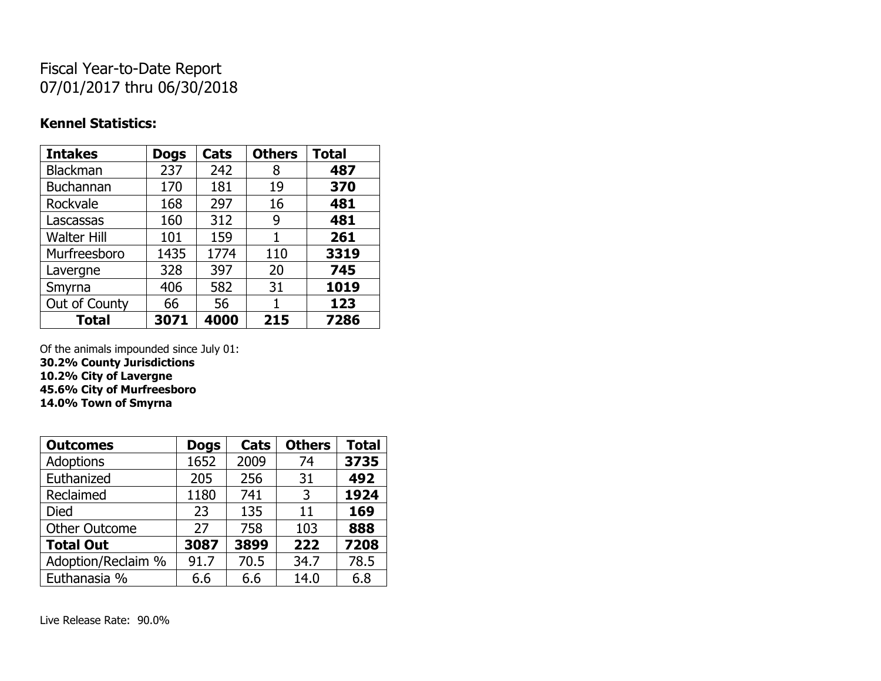Fiscal Year-to-Date Report
07/01/2017 thru 06/30/2018

**Kennel Statistics:**

| **Intakes** | **Dogs** | **Cats** | **Others** | **Total** |
|---|---|---|---|---|
| Blackman | 237 | 242 | 8 | **487** |
| Buchannan | 170 | 181 | 19 | **370** |
| Rockvale | 168 | 297 | 16 | **481** |
| Lascassas | 160 | 312 | 9 | **481** |
| Walter Hill | 101 | 159 | 1 | **261** |
| Murfreesboro | 1435 | 1774 | 110 | **3319** |
| Lavergne | 328 | 397 | 20 | **745** |
| Smyrna | 406 | 582 | 31 | **1019** |
| Out of County | 66 | 56 | 1 | **123** |
| **Total** | **3071** | **4000** | **215** | **7286** |

Of the animals impounded since July 01:
**30.2% County Jurisdictions**
**10.2% City of Lavergne**
**45.6% City of Murfreesboro**
**14.0% Town of Smyrna**

| **Outcomes** | **Dogs** | **Cats** | **Others** | **Total** |
|---|---|---|---|---|
| Adoptions | 1652 | 2009 | 74 | **3735** |
| Euthanized | 205 | 256 | 31 | **492** |
| Reclaimed | 1180 | 741 | 3 | **1924** |
| Died | 23 | 135 | 11 | **169** |
| Other Outcome | 27 | 758 | 103 | **888** |
| **Total Out** | **3087** | **3899** | **222** | **7208** |
| Adoption/Reclaim % | 91.7 | 70.5 | 34.7 | 78.5 |
| Euthanasia % | 6.6 | 6.6 | 14.0 | 6.8 |

Live Release Rate: 90.0%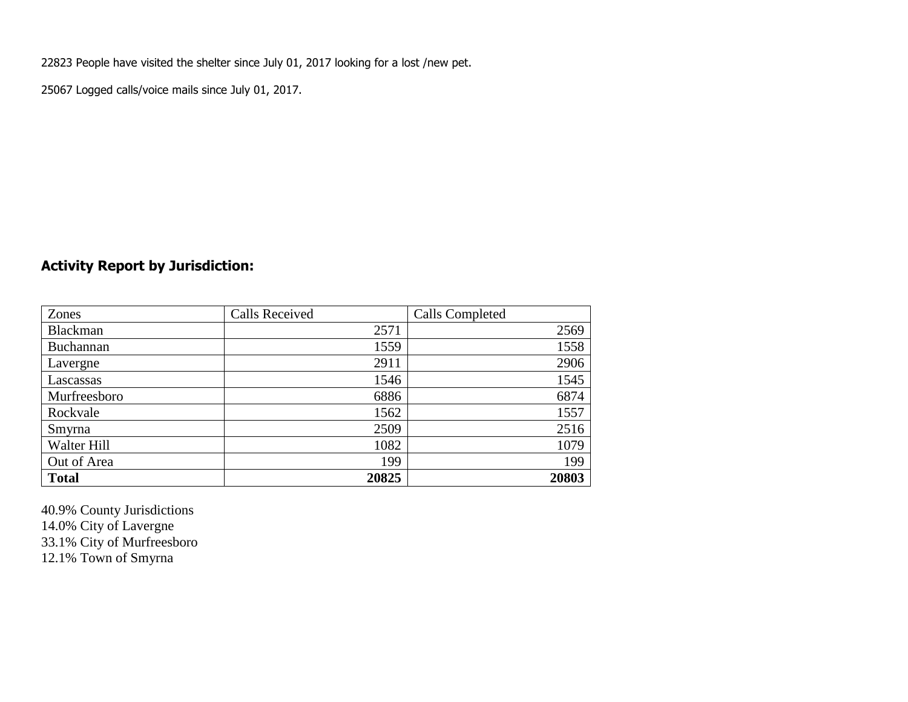22823 People have visited the shelter since July 01, 2017 looking for a lost /new pet.

25067 Logged calls/voice mails since July 01, 2017.

## Activity Report by Jurisdiction:

| Zones | Calls Received | Calls Completed |
|---|---|---|
| Blackman | 2571 | 2569 |
| Buchannan | 1559 | 1558 |
| Lavergne | 2911 | 2906 |
| Lascassas | 1546 | 1545 |
| Murfreesboro | 6886 | 6874 |
| Rockvale | 1562 | 1557 |
| Smyrna | 2509 | 2516 |
| Walter Hill | 1082 | 1079 |
| Out of Area | 199 | 199 |
| **Total** | **20825** | **20803** |

40.9% County Jurisdictions
14.0% City of Lavergne
33.1% City of Murfreesboro
12.1% Town of Smyrna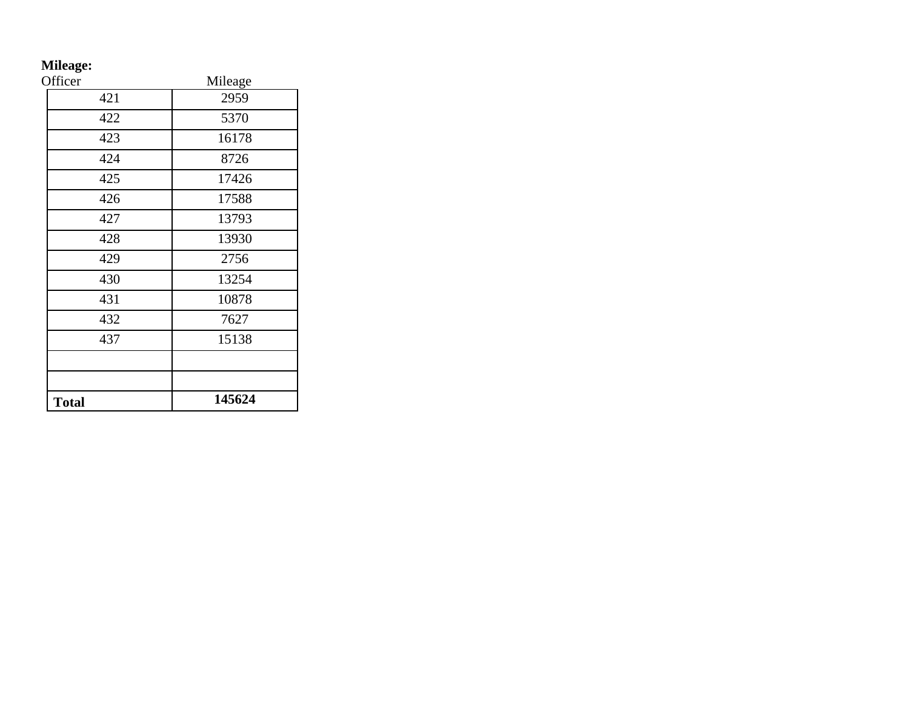**Mileage:**

| Officer | Mileage |
| --- | --- |
| 421 | 2959 |
| 422 | 5370 |
| 423 | 16178 |
| 424 | 8726 |
| 425 | 17426 |
| 426 | 17588 |
| 427 | 13793 |
| 428 | 13930 |
| 429 | 2756 |
| 430 | 13254 |
| 431 | 10878 |
| 432 | 7627 |
| 437 | 15138 |
| | |
| | |
| **Total** | **145624** |